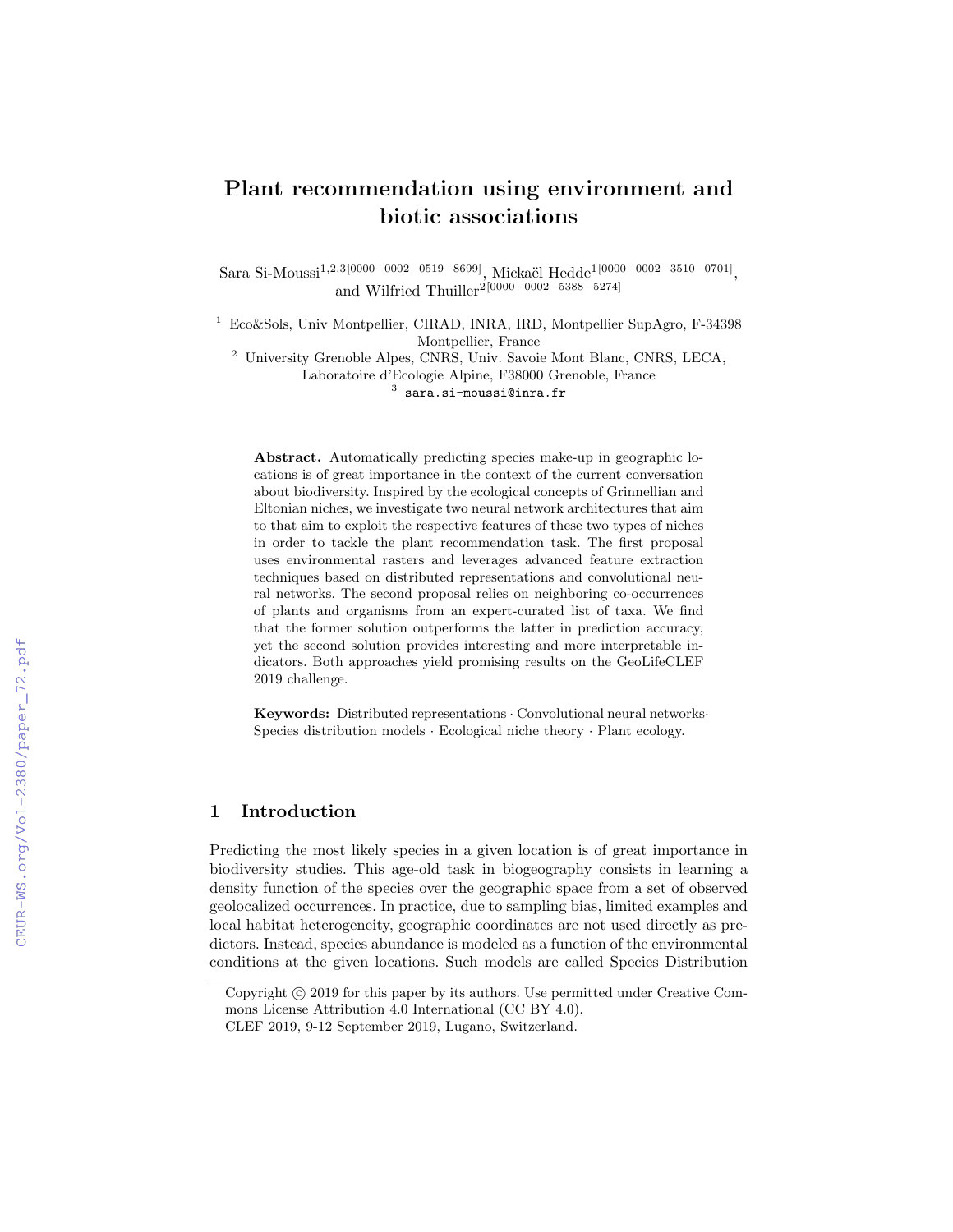# Plant recommendation using environment and biotic associations

Sara Si-Moussi[1,2,3][0000-0002-0519-8699], Mickaël Hedde[1][0000-0002-3510-0701], and Wilfried Thuiller[2][0000-0002-5388-5274]

[1] Eco&Sols, Univ Montpellier, CIRAD, INRA, IRD, Montpellier SupAgro, F-34398 Montpellier, France

[2] University Grenoble Alpes, CNRS, Univ. Savoie Mont Blanc, CNRS, LECA, Laboratoire d'Ecologie Alpine, F38000 Grenoble, France

[3] sara.si-moussi@inra.fr

**Abstract.** Automatically predicting species make-up in geographic locations is of great importance in the context of the current conversation about biodiversity. Inspired by the ecological concepts of Grinnellian and Eltonian niches, we investigate two neural network architectures that aim to that aim to exploit the respective features of these two types of niches in order to tackle the plant recommendation task. The first proposal uses environmental rasters and leverages advanced feature extraction techniques based on distributed representations and convolutional neural networks. The second proposal relies on neighboring co-occurrences of plants and organisms from an expert-curated list of taxa. We find that the former solution outperforms the latter in prediction accuracy, yet the second solution provides interesting and more interpretable indicators. Both approaches yield promising results on the GeoLifeCLEF 2019 challenge.

**Keywords:** Distributed representations · Convolutional neural networks· Species distribution models · Ecological niche theory · Plant ecology.

## 1 Introduction

Predicting the most likely species in a given location is of great importance in biodiversity studies. This age-old task in biogeography consists in learning a density function of the species over the geographic space from a set of observed geolocalized occurrences. In practice, due to sampling bias, limited examples and local habitat heterogeneity, geographic coordinates are not used directly as predictors. Instead, species abundance is modeled as a function of the environmental conditions at the given locations. Such models are called Species Distribution

Copyright © 2019 for this paper by its authors. Use permitted under Creative Commons License Attribution 4.0 International (CC BY 4.0).
CLEF 2019, 9-12 September 2019, Lugano, Switzerland.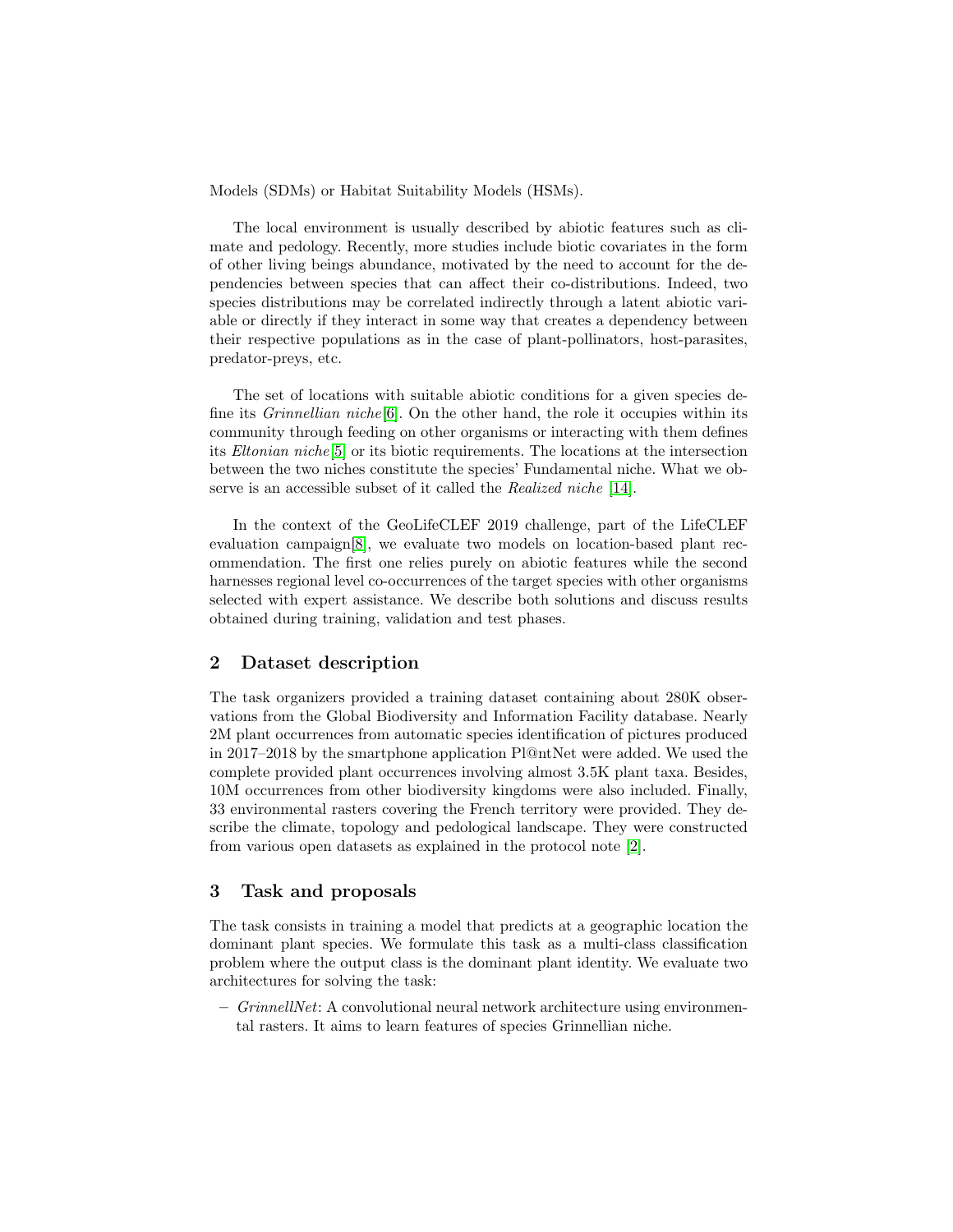Models (SDMs) or Habitat Suitability Models (HSMs).

The local environment is usually described by abiotic features such as climate and pedology. Recently, more studies include biotic covariates in the form of other living beings abundance, motivated by the need to account for the dependencies between species that can affect their co-distributions. Indeed, two species distributions may be correlated indirectly through a latent abiotic variable or directly if they interact in some way that creates a dependency between their respective populations as in the case of plant-pollinators, host-parasites, predator-preys, etc.

The set of locations with suitable abiotic conditions for a given species define its *Grinnellian niche*[6]. On the other hand, the role it occupies within its community through feeding on other organisms or interacting with them defines its *Eltonian niche*[5] or its biotic requirements. The locations at the intersection between the two niches constitute the species' Fundamental niche. What we observe is an accessible subset of it called the *Realized niche* [14].

In the context of the GeoLifeCLEF 2019 challenge, part of the LifeCLEF evaluation campaign[8], we evaluate two models on location-based plant recommendation. The first one relies purely on abiotic features while the second harnesses regional level co-occurrences of the target species with other organisms selected with expert assistance. We describe both solutions and discuss results obtained during training, validation and test phases.

## 2 Dataset description

The task organizers provided a training dataset containing about 280K observations from the Global Biodiversity and Information Facility database. Nearly 2M plant occurrences from automatic species identification of pictures produced in 2017–2018 by the smartphone application Pl@ntNet were added. We used the complete provided plant occurrences involving almost 3.5K plant taxa. Besides, 10M occurrences from other biodiversity kingdoms were also included. Finally, 33 environmental rasters covering the French territory were provided. They describe the climate, topology and pedological landscape. They were constructed from various open datasets as explained in the protocol note [2].

## 3 Task and proposals

The task consists in training a model that predicts at a geographic location the dominant plant species. We formulate this task as a multi-class classification problem where the output class is the dominant plant identity. We evaluate two architectures for solving the task:

– *GrinnellNet*: A convolutional neural network architecture using environmental rasters. It aims to learn features of species Grinnellian niche.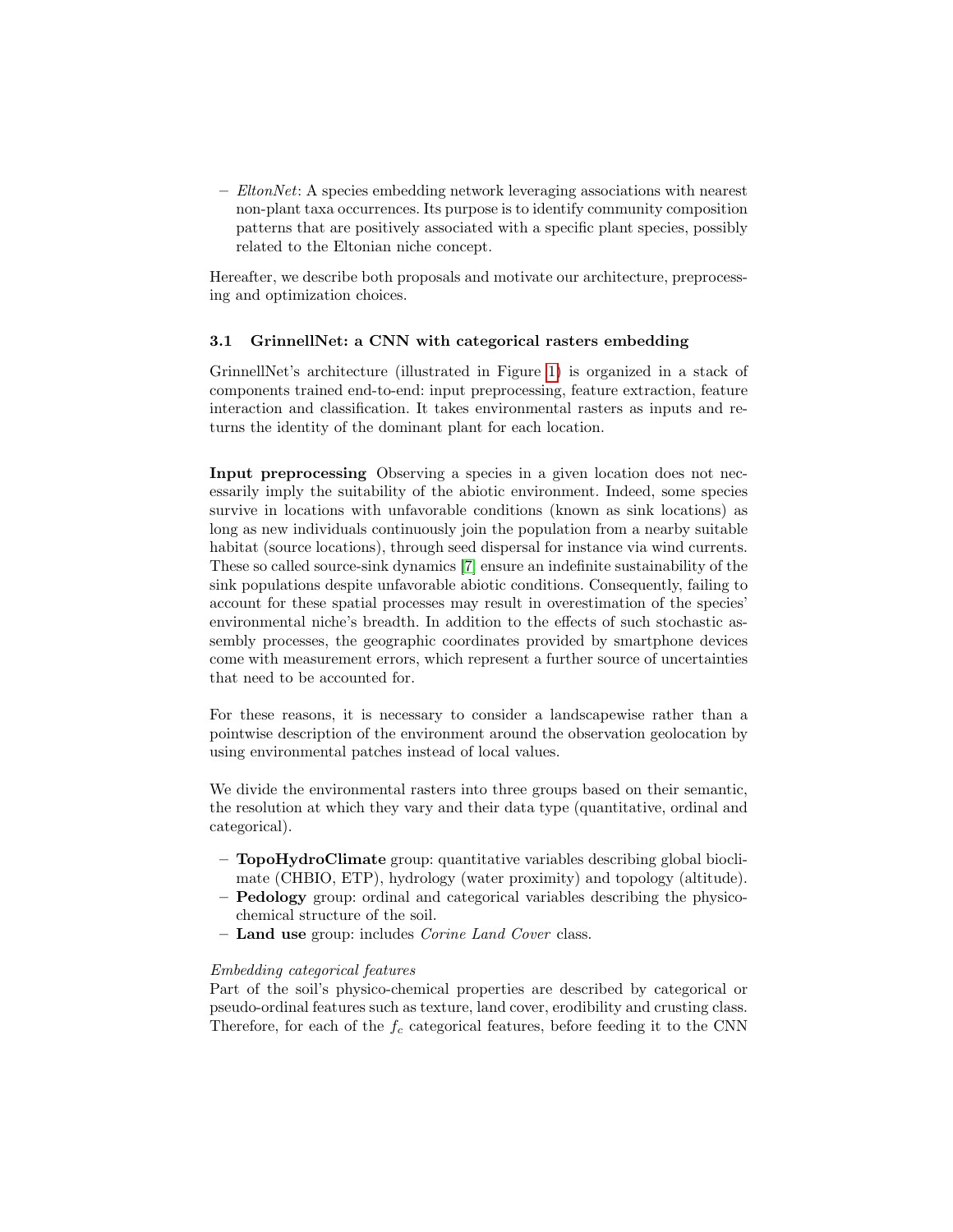- *EltonNet*: A species embedding network leveraging associations with nearest non-plant taxa occurrences. Its purpose is to identify community composition patterns that are positively associated with a specific plant species, possibly related to the Eltonian niche concept.

Hereafter, we describe both proposals and motivate our architecture, preprocessing and optimization choices.

### 3.1 GrinnellNet: a CNN with categorical rasters embedding

GrinnellNet's architecture (illustrated in Figure 1) is organized in a stack of components trained end-to-end: input preprocessing, feature extraction, feature interaction and classification. It takes environmental rasters as inputs and returns the identity of the dominant plant for each location.

**Input preprocessing** Observing a species in a given location does not necessarily imply the suitability of the abiotic environment. Indeed, some species survive in locations with unfavorable conditions (known as sink locations) as long as new individuals continuously join the population from a nearby suitable habitat (source locations), through seed dispersal for instance via wind currents. These so called source-sink dynamics [7] ensure an indefinite sustainability of the sink populations despite unfavorable abiotic conditions. Consequently, failing to account for these spatial processes may result in overestimation of the species' environmental niche's breadth. In addition to the effects of such stochastic assembly processes, the geographic coordinates provided by smartphone devices come with measurement errors, which represent a further source of uncertainties that need to be accounted for.

For these reasons, it is necessary to consider a landscapewise rather than a pointwise description of the environment around the observation geolocation by using environmental patches instead of local values.

We divide the environmental rasters into three groups based on their semantic, the resolution at which they vary and their data type (quantitative, ordinal and categorical).

- **TopoHydroClimate** group: quantitative variables describing global bioclimate (CHBIO, ETP), hydrology (water proximity) and topology (altitude).
- **Pedology** group: ordinal and categorical variables describing the physico-chemical structure of the soil.
- **Land use** group: includes *Corine Land Cover* class.

*Embedding categorical features*
Part of the soil's physico-chemical properties are described by categorical or pseudo-ordinal features such as texture, land cover, erodibility and crusting class. Therefore, for each of the $f_c$ categorical features, before feeding it to the CNN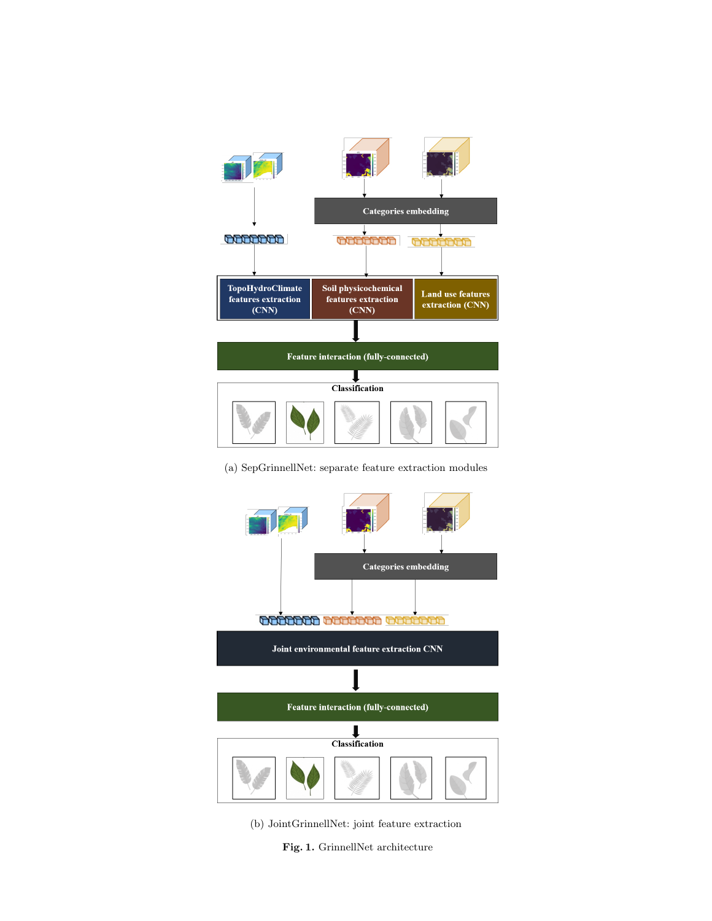(a) SepGrinnellNet: separate feature extraction modules

(b) JointGrinnellNet: joint feature extraction

**Fig. 1.** GrinnellNet architecture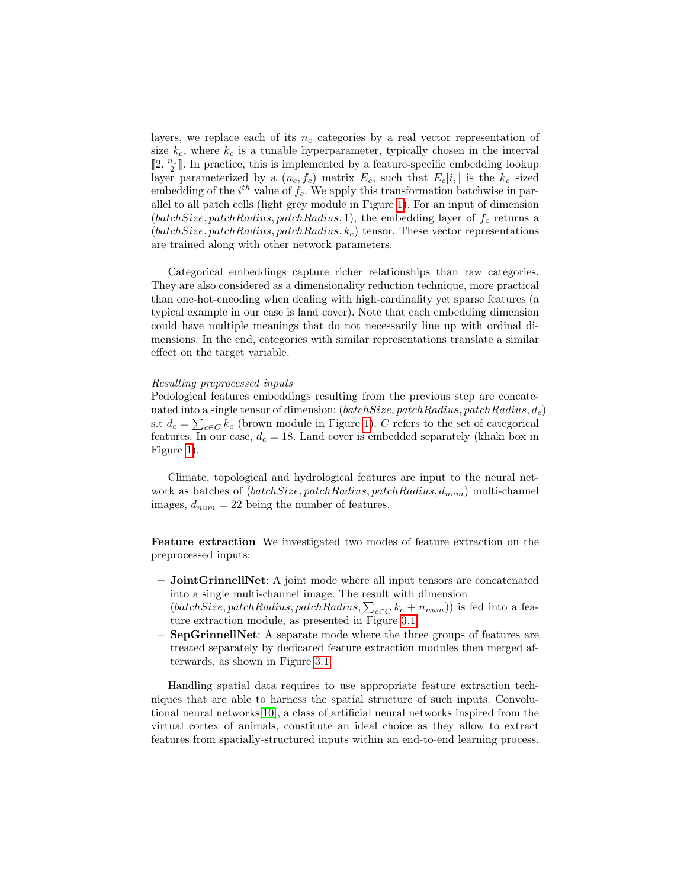layers, we replace each of its $n_c$ categories by a real vector representation of size $k_c$, where $k_c$ is a tunable hyperparameter, typically chosen in the interval $[\![2, \frac{n_c}{2}]\!]$. In practice, this is implemented by a feature-specific embedding lookup layer parameterized by a $(n_c, f_c)$ matrix $E_c$, such that $E_c[i,]$ is the $k_c$ sized embedding of the $i^{th}$ value of $f_c$. We apply this transformation batchwise in parallel to all patch cells (light grey module in Figure 1). For an input of dimension $(batchSize, patchRadius, patchRadius, 1)$, the embedding layer of $f_c$ returns a $(batchSize, patchRadius, patchRadius, k_c)$ tensor. These vector representations are trained along with other network parameters.

Categorical embeddings capture richer relationships than raw categories. They are also considered as a dimensionality reduction technique, more practical than one-hot-encoding when dealing with high-cardinality yet sparse features (a typical example in our case is land cover). Note that each embedding dimension could have multiple meanings that do not necessarily line up with ordinal dimensions. In the end, categories with similar representations translate a similar effect on the target variable.

*Resulting preprocessed inputs*

Pedological features embeddings resulting from the previous step are concatenated into a single tensor of dimension: $(batchSize, patchRadius, patchRadius, d_c)$ s.t $d_c = \sum_{c \in C} k_c$ (brown module in Figure 1). $C$ refers to the set of categorical features. In our case, $d_c = 18$. Land cover is embedded separately (khaki box in Figure 1).

Climate, topological and hydrological features are input to the neural network as batches of $(batchSize, patchRadius, patchRadius, d_{num})$ multi-channel images, $d_{num} = 22$ being the number of features.

**Feature extraction** We investigated two modes of feature extraction on the preprocessed inputs:

- **JointGrinnellNet**: A joint mode where all input tensors are concatenated into a single multi-channel image. The result with dimension $(batchSize, patchRadius, patchRadius, \sum_{c \in C} k_c + n_{num}))$ is fed into a feature extraction module, as presented in Figure 3.1.
- **SepGrinnellNet**: A separate mode where the three groups of features are treated separately by dedicated feature extraction modules then merged afterwards, as shown in Figure 3.1.

Handling spatial data requires to use appropriate feature extraction techniques that are able to harness the spatial structure of such inputs. Convolutional neural networks[10], a class of artificial neural networks inspired from the virtual cortex of animals, constitute an ideal choice as they allow to extract features from spatially-structured inputs within an end-to-end learning process.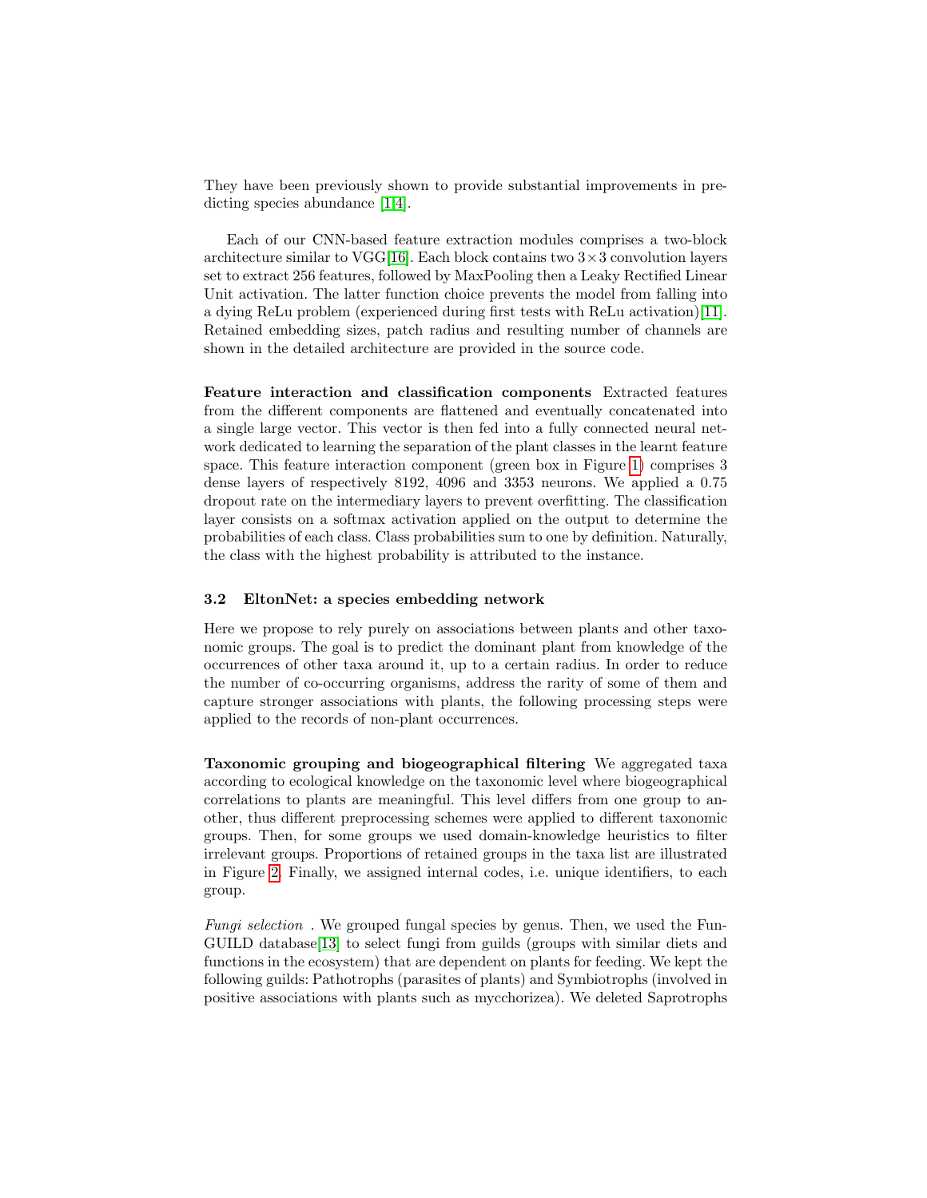They have been previously shown to provide substantial improvements in predicting species abundance [1,4].

Each of our CNN-based feature extraction modules comprises a two-block architecture similar to VGG[16]. Each block contains two $3 \times 3$ convolution layers set to extract 256 features, followed by MaxPooling then a Leaky Rectified Linear Unit activation. The latter function choice prevents the model from falling into a dying ReLu problem (experienced during first tests with ReLu activation)[11]. Retained embedding sizes, patch radius and resulting number of channels are shown in the detailed architecture are provided in the source code.

**Feature interaction and classification components** Extracted features from the different components are flattened and eventually concatenated into a single large vector. This vector is then fed into a fully connected neural network dedicated to learning the separation of the plant classes in the learnt feature space. This feature interaction component (green box in Figure 1) comprises 3 dense layers of respectively 8192, 4096 and 3353 neurons. We applied a 0.75 dropout rate on the intermediary layers to prevent overfitting. The classification layer consists on a softmax activation applied on the output to determine the probabilities of each class. Class probabilities sum to one by definition. Naturally, the class with the highest probability is attributed to the instance.

### 3.2 EltonNet: a species embedding network

Here we propose to rely purely on associations between plants and other taxonomic groups. The goal is to predict the dominant plant from knowledge of the occurrences of other taxa around it, up to a certain radius. In order to reduce the number of co-occurring organisms, address the rarity of some of them and capture stronger associations with plants, the following processing steps were applied to the records of non-plant occurrences.

**Taxonomic grouping and biogeographical filtering** We aggregated taxa according to ecological knowledge on the taxonomic level where biogeographical correlations to plants are meaningful. This level differs from one group to another, thus different preprocessing schemes were applied to different taxonomic groups. Then, for some groups we used domain-knowledge heuristics to filter irrelevant groups. Proportions of retained groups in the taxa list are illustrated in Figure 2. Finally, we assigned internal codes, i.e. unique identifiers, to each group.

*Fungi selection* . We grouped fungal species by genus. Then, we used the FunGUILD database[13] to select fungi from guilds (groups with similar diets and functions in the ecosystem) that are dependent on plants for feeding. We kept the following guilds: Pathotrophs (parasites of plants) and Symbiotrophs (involved in positive associations with plants such as mycchorizea). We deleted Saprotrophs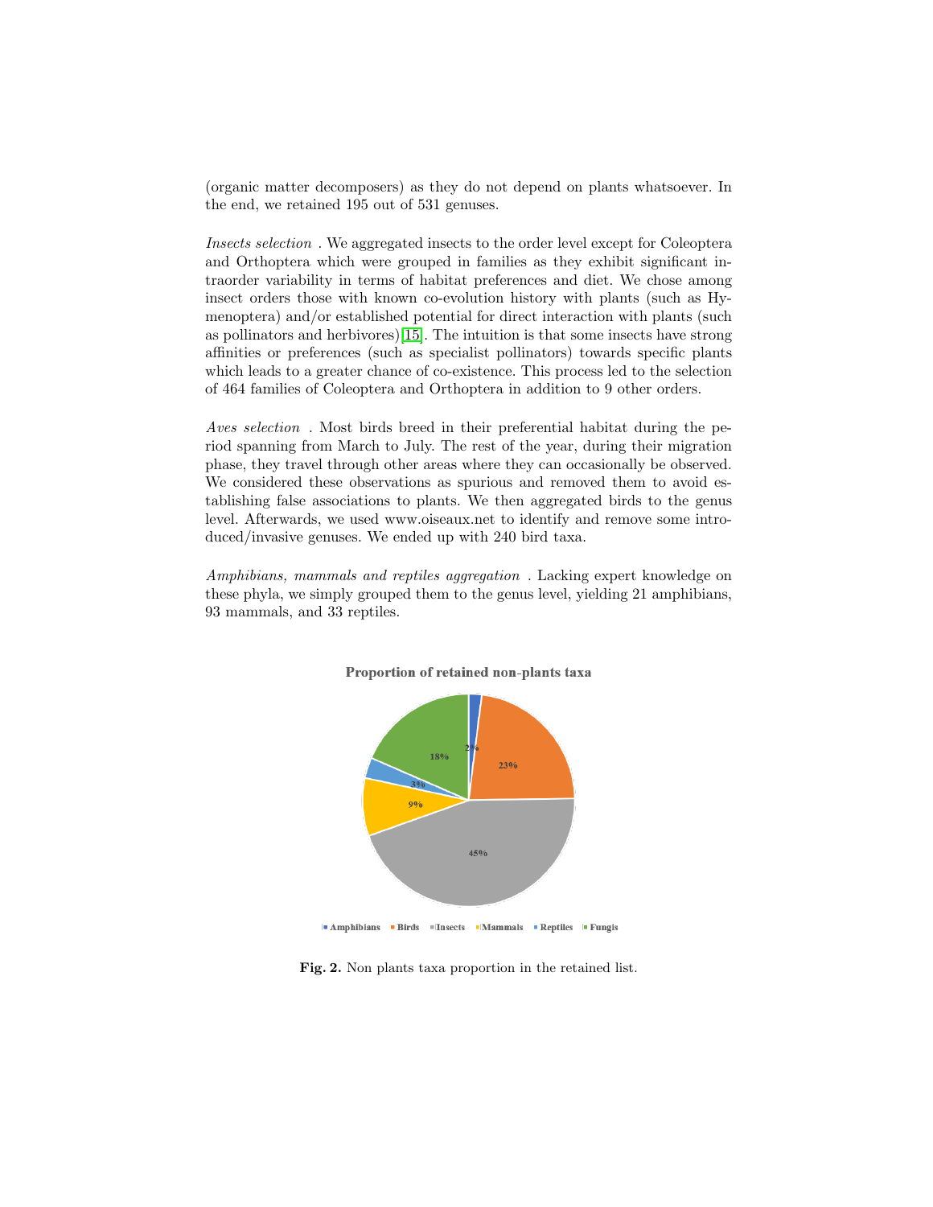(organic matter decomposers) as they do not depend on plants whatsoever. In the end, we retained 195 out of 531 genuses.

*Insects selection* . We aggregated insects to the order level except for Coleoptera and Orthoptera which were grouped in families as they exhibit significant intraorder variability in terms of habitat preferences and diet. We chose among insect orders those with known co-evolution history with plants (such as Hymenoptera) and/or established potential for direct interaction with plants (such as pollinators and herbivores)[15]. The intuition is that some insects have strong affinities or preferences (such as specialist pollinators) towards specific plants which leads to a greater chance of co-existence. This process led to the selection of 464 families of Coleoptera and Orthoptera in addition to 9 other orders.

*Aves selection* . Most birds breed in their preferential habitat during the period spanning from March to July. The rest of the year, during their migration phase, they travel through other areas where they can occasionally be observed. We considered these observations as spurious and removed them to avoid establishing false associations to plants. We then aggregated birds to the genus level. Afterwards, we used www.oiseaux.net to identify and remove some introduced/invasive genuses. We ended up with 240 bird taxa.

*Amphibians, mammals and reptiles aggregation* . Lacking expert knowledge on these phyla, we simply grouped them to the genus level, yielding 21 amphibians, 93 mammals, and 33 reptiles.

**Proportion of retained non-plants taxa**

| Taxa | Proportion |
|---|---|
| Amphibians | 2% |
| Birds | 23% |
| Insects | 45% |
| Mammals | 9% |
| Reptiles | 3% |
| Fungis | 18% |

**Fig. 2.** Non plants taxa proportion in the retained list.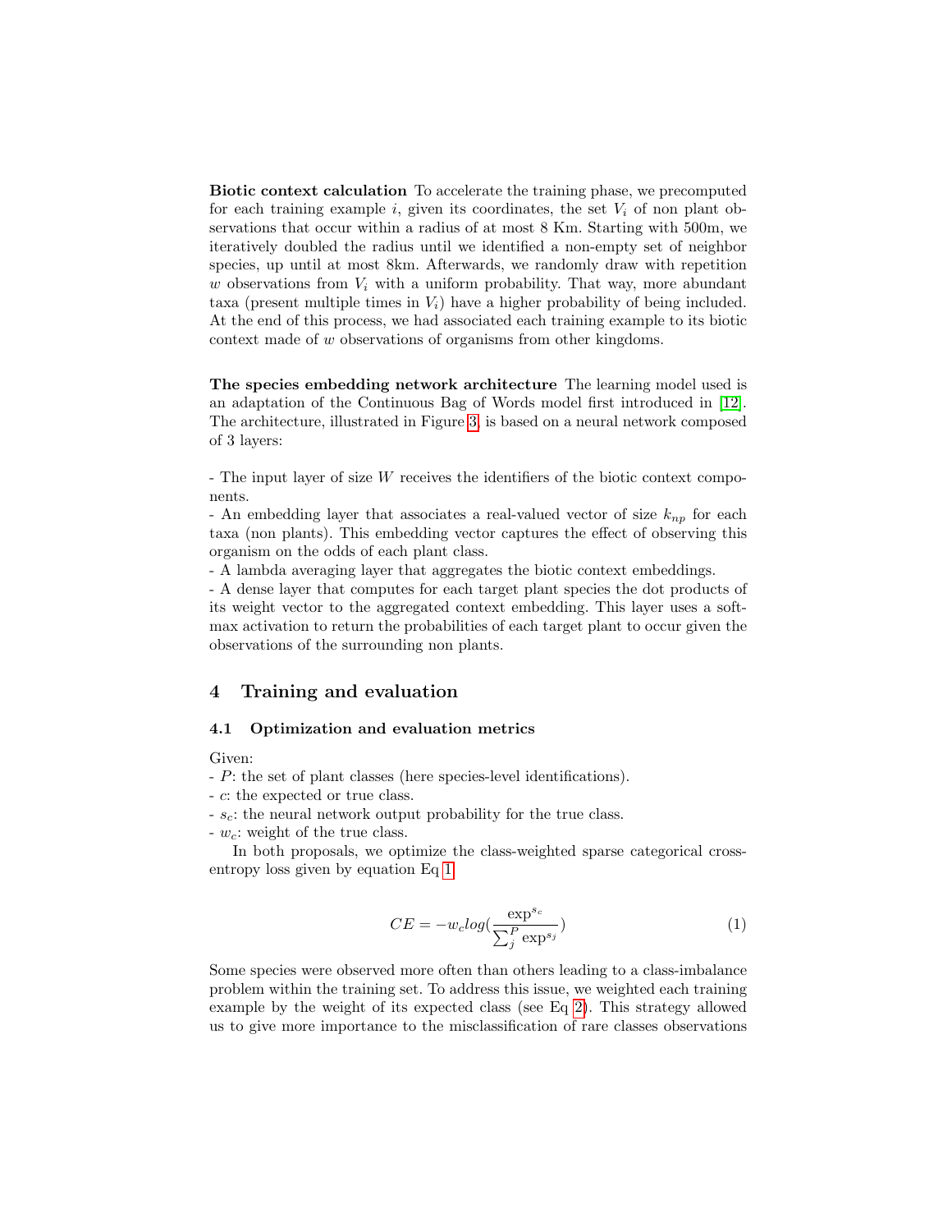**Biotic context calculation** To accelerate the training phase, we precomputed for each training example $i$, given its coordinates, the set $V_i$ of non plant observations that occur within a radius of at most 8 Km. Starting with 500m, we iteratively doubled the radius until we identified a non-empty set of neighbor species, up until at most 8km. Afterwards, we randomly draw with repetition $w$ observations from $V_i$ with a uniform probability. That way, more abundant taxa (present multiple times in $V_i$) have a higher probability of being included. At the end of this process, we had associated each training example to its biotic context made of $w$ observations of organisms from other kingdoms.

**The species embedding network architecture** The learning model used is an adaptation of the Continuous Bag of Words model first introduced in [12]. The architecture, illustrated in Figure 3, is based on a neural network composed of 3 layers:

- The input layer of size $W$ receives the identifiers of the biotic context components.
- An embedding layer that associates a real-valued vector of size $k_{np}$ for each taxa (non plants). This embedding vector captures the effect of observing this organism on the odds of each plant class.
- A lambda averaging layer that aggregates the biotic context embeddings.
- A dense layer that computes for each target plant species the dot products of its weight vector to the aggregated context embedding. This layer uses a softmax activation to return the probabilities of each target plant to occur given the observations of the surrounding non plants.

## 4 Training and evaluation

### 4.1 Optimization and evaluation metrics

Given:
- $P$: the set of plant classes (here species-level identifications).
- $c$: the expected or true class.
- $s_c$: the neural network output probability for the true class.
- $w_c$: weight of the true class.

In both proposals, we optimize the class-weighted sparse categorical cross-entropy loss given by equation Eq 1

$$CE = -w_c log(\frac{\exp^{s_c}}{\sum_j^P \exp^{s_j}}) \tag{1}$$

Some species were observed more often than others leading to a class-imbalance problem within the training set. To address this issue, we weighted each training example by the weight of its expected class (see Eq 2). This strategy allowed us to give more importance to the misclassification of rare classes observations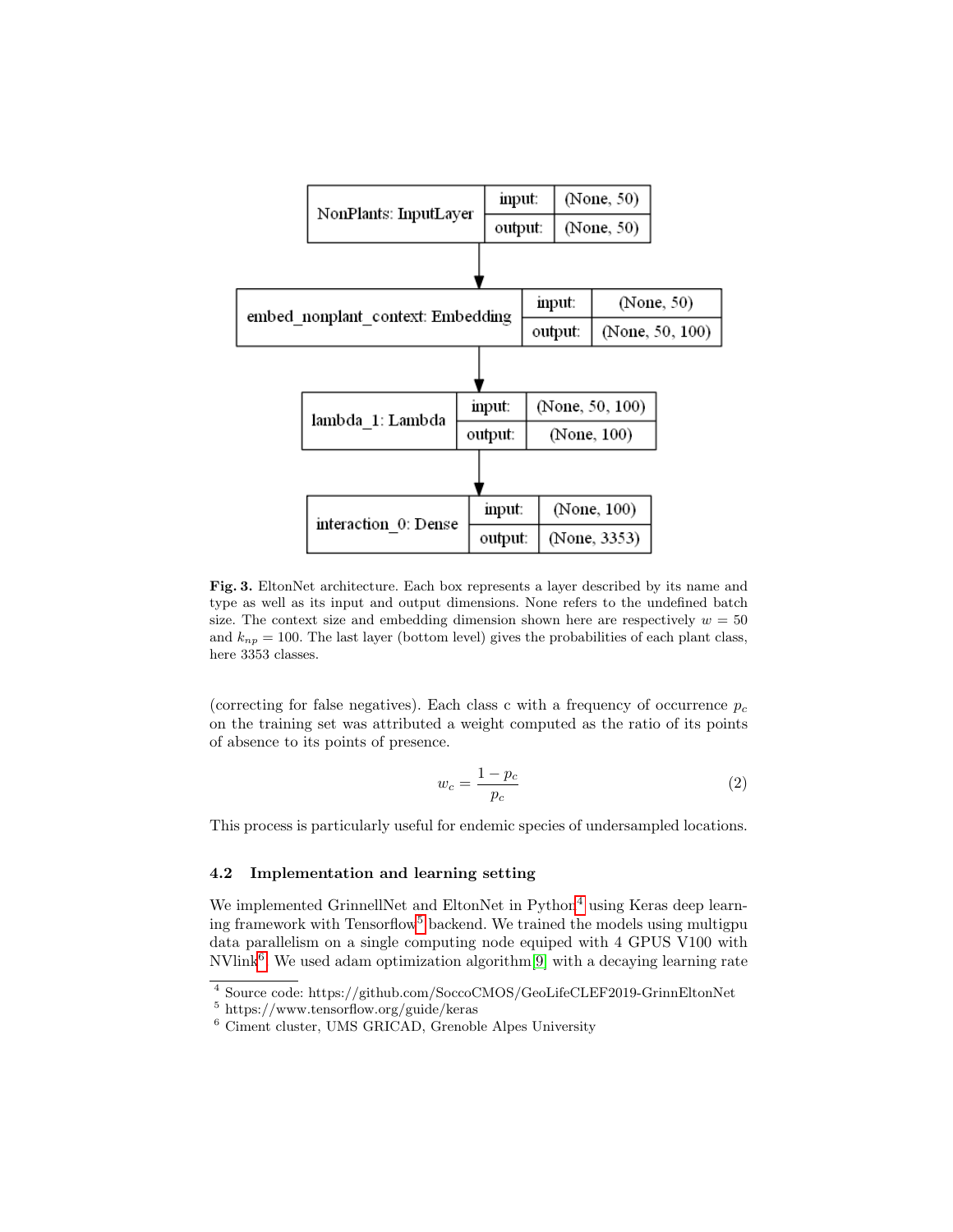| NonPlants: InputLayer | input: | (None, 50) |
|---|---|---|
| | output: | (None, 50) |

| embed_nonplant_context: Embedding | input: | (None, 50) |
|---|---|---|
| | output: | (None, 50, 100) |

| lambda_1: Lambda | input: | (None, 50, 100) |
|---|---|---|
| | output: | (None, 100) |

| interaction_0: Dense | input: | (None, 100) |
|---|---|---|
| | output: | (None, 3353) |

**Fig. 3.** EltonNet architecture. Each box represents a layer described by its name and type as well as its input and output dimensions. None refers to the undefined batch size. The context size and embedding dimension shown here are respectively $w = 50$ and $k_{np} = 100$. The last layer (bottom level) gives the probabilities of each plant class, here 3353 classes.

(correcting for false negatives). Each class c with a frequency of occurrence $p_c$ on the training set was attributed a weight computed as the ratio of its points of absence to its points of presence.

$$w_c = \frac{1 - p_c}{p_c} \tag{2}$$

This process is particularly useful for endemic species of undersampled locations.

### 4.2 Implementation and learning setting

We implemented GrinnellNet and EltonNet in Python[4] using Keras deep learning framework with Tensorflow[5] backend. We trained the models using multigpu data parallelism on a single computing node equiped with 4 GPUS V100 with NVlink[6]. We used adam optimization algorithm [9] with a decaying learning rate

[4] Source code: https://github.com/SoccoCMOS/GeoLifeCLEF2019-GrinnEltonNet

[5] https://www.tensorflow.org/guide/keras

[6] Ciment cluster, UMS GRICAD, Grenoble Alpes University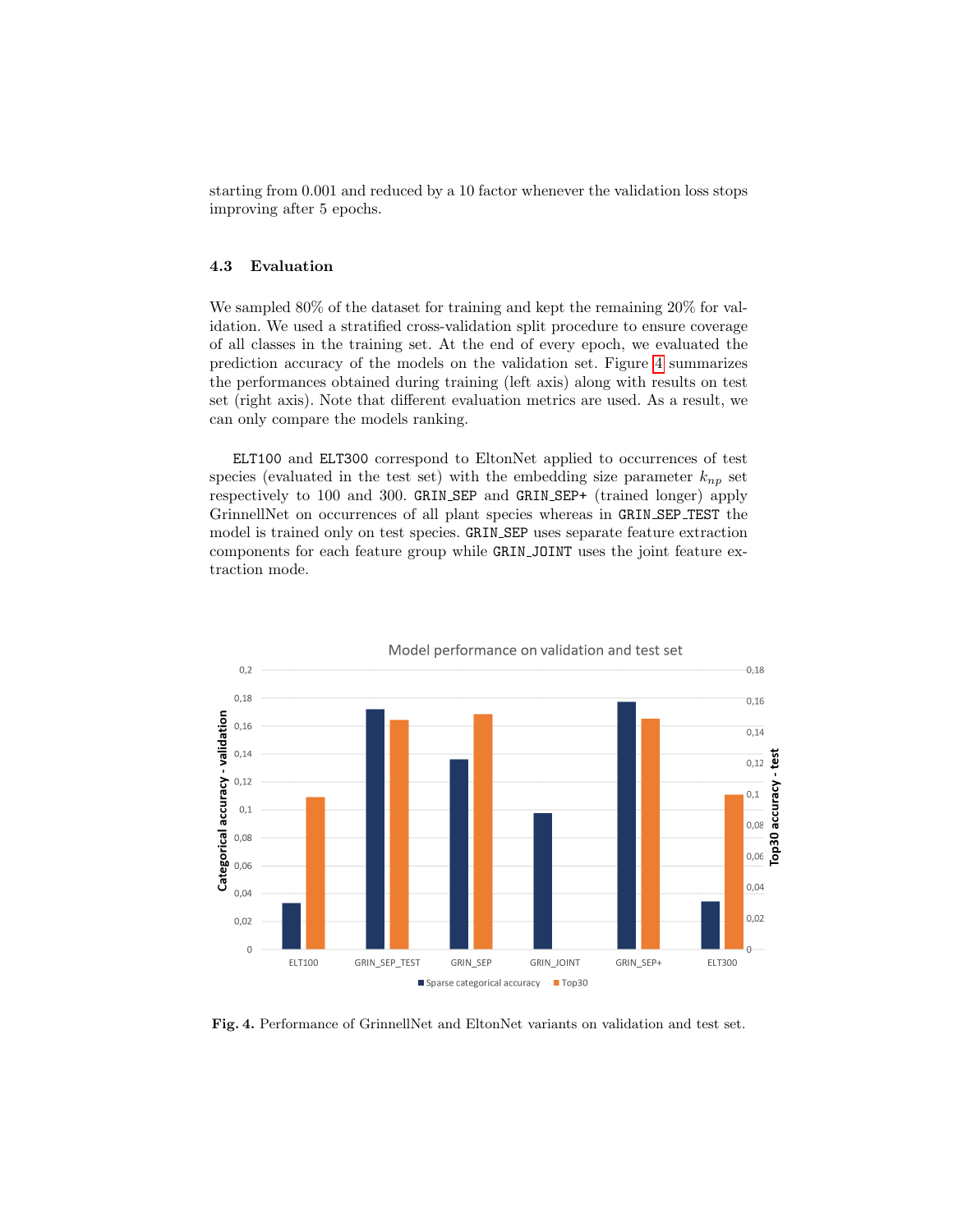starting from 0.001 and reduced by a 10 factor whenever the validation loss stops improving after 5 epochs.

### 4.3 Evaluation

We sampled 80% of the dataset for training and kept the remaining 20% for validation. We used a stratified cross-validation split procedure to ensure coverage of all classes in the training set. At the end of every epoch, we evaluated the prediction accuracy of the models on the validation set. Figure 4 summarizes the performances obtained during training (left axis) along with results on test set (right axis). Note that different evaluation metrics are used. As a result, we can only compare the models ranking.

ELT100 and ELT300 correspond to EltonNet applied to occurrences of test species (evaluated in the test set) with the embedding size parameter $k_{np}$ set respectively to 100 and 300. GRIN_SEP and GRIN_SEP+ (trained longer) apply GrinnellNet on occurrences of all plant species whereas in GRIN_SEP_TEST the model is trained only on test species. GRIN_SEP uses separate feature extraction components for each feature group while GRIN_JOINT uses the joint feature extraction mode.

**Fig. 4.** Performance of GrinnellNet and EltonNet variants on validation and test set.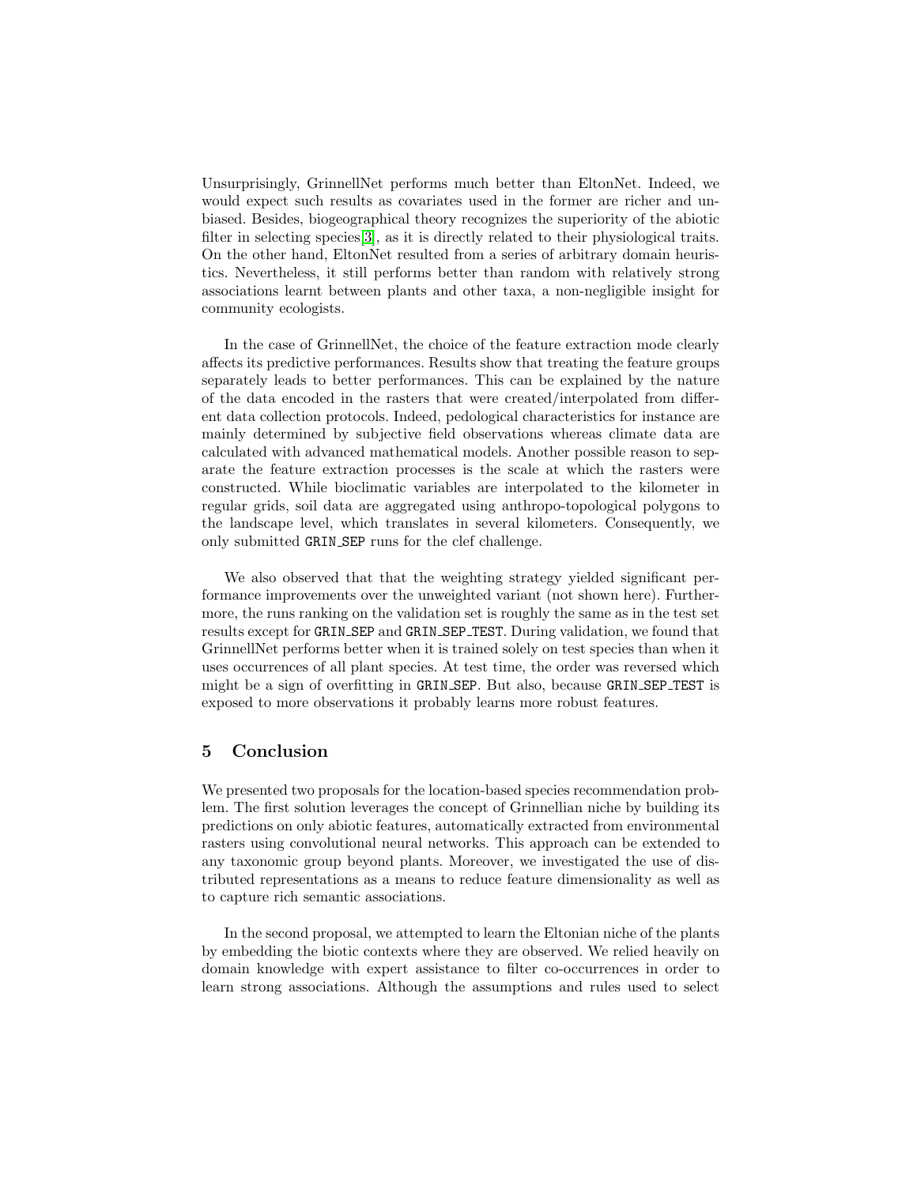Unsurprisingly, GrinnellNet performs much better than EltonNet. Indeed, we would expect such results as covariates used in the former are richer and unbiased. Besides, biogeographical theory recognizes the superiority of the abiotic filter in selecting species[3], as it is directly related to their physiological traits. On the other hand, EltonNet resulted from a series of arbitrary domain heuristics. Nevertheless, it still performs better than random with relatively strong associations learnt between plants and other taxa, a non-negligible insight for community ecologists.

In the case of GrinnellNet, the choice of the feature extraction mode clearly affects its predictive performances. Results show that treating the feature groups separately leads to better performances. This can be explained by the nature of the data encoded in the rasters that were created/interpolated from different data collection protocols. Indeed, pedological characteristics for instance are mainly determined by subjective field observations whereas climate data are calculated with advanced mathematical models. Another possible reason to separate the feature extraction processes is the scale at which the rasters were constructed. While bioclimatic variables are interpolated to the kilometer in regular grids, soil data are aggregated using anthropo-topological polygons to the landscape level, which translates in several kilometers. Consequently, we only submitted `GRIN_SEP` runs for the clef challenge.

We also observed that that the weighting strategy yielded significant performance improvements over the unweighted variant (not shown here). Furthermore, the runs ranking on the validation set is roughly the same as in the test set results except for `GRIN_SEP` and `GRIN_SEP_TEST`. During validation, we found that GrinnellNet performs better when it is trained solely on test species than when it uses occurrences of all plant species. At test time, the order was reversed which might be a sign of overfitting in `GRIN_SEP`. But also, because `GRIN_SEP_TEST` is exposed to more observations it probably learns more robust features.

## 5 Conclusion

We presented two proposals for the location-based species recommendation problem. The first solution leverages the concept of Grinnellian niche by building its predictions on only abiotic features, automatically extracted from environmental rasters using convolutional neural networks. This approach can be extended to any taxonomic group beyond plants. Moreover, we investigated the use of distributed representations as a means to reduce feature dimensionality as well as to capture rich semantic associations.

In the second proposal, we attempted to learn the Eltonian niche of the plants by embedding the biotic contexts where they are observed. We relied heavily on domain knowledge with expert assistance to filter co-occurrences in order to learn strong associations. Although the assumptions and rules used to select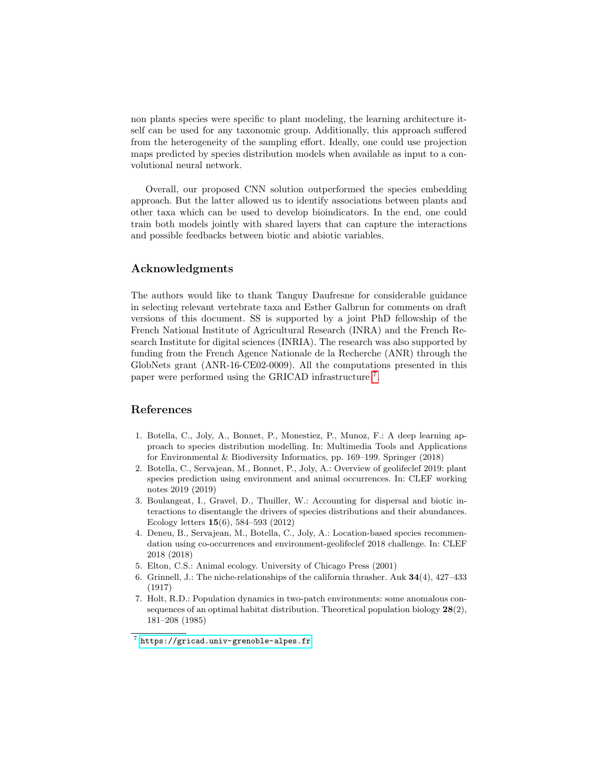non plants species were specific to plant modeling, the learning architecture itself can be used for any taxonomic group. Additionally, this approach suffered from the heterogeneity of the sampling effort. Ideally, one could use projection maps predicted by species distribution models when available as input to a convolutional neural network.

Overall, our proposed CNN solution outperformed the species embedding approach. But the latter allowed us to identify associations between plants and other taxa which can be used to develop bioindicators. In the end, one could train both models jointly with shared layers that can capture the interactions and possible feedbacks between biotic and abiotic variables.

## Acknowledgments

The authors would like to thank Tanguy Daufresne for considerable guidance in selecting relevant vertebrate taxa and Esther Galbrun for comments on draft versions of this document. SS is supported by a joint PhD fellowship of the French National Institute of Agricultural Research (INRA) and the French Research Institute for digital sciences (INRIA). The research was also supported by funding from the French Agence Nationale de la Recherche (ANR) through the GlobNets grant (ANR-16-CE02-0009). All the computations presented in this paper were performed using the GRICAD infrastructure [7].

## References

1. Botella, C., Joly, A., Bonnet, P., Monestiez, P., Munoz, F.: A deep learning approach to species distribution modelling. In: Multimedia Tools and Applications for Environmental & Biodiversity Informatics, pp. 169–199. Springer (2018)
2. Botella, C., Servajean, M., Bonnet, P., Joly, A.: Overview of geolifeclef 2019: plant species prediction using environment and animal occurrences. In: CLEF working notes 2019 (2019)
3. Boulangeat, I., Gravel, D., Thuiller, W.: Accounting for dispersal and biotic interactions to disentangle the drivers of species distributions and their abundances. Ecology letters **15**(6), 584–593 (2012)
4. Deneu, B., Servajean, M., Botella, C., Joly, A.: Location-based species recommendation using co-occurrences and environment-geolifeclef 2018 challenge. In: CLEF 2018 (2018)
5. Elton, C.S.: Animal ecology. University of Chicago Press (2001)
6. Grinnell, J.: The niche-relationships of the california thrasher. Auk **34**(4), 427–433 (1917)
7. Holt, R.D.: Population dynamics in two-patch environments: some anomalous consequences of an optimal habitat distribution. Theoretical population biology **28**(2), 181–208 (1985)

[7] https://gricad.univ-grenoble-alpes.fr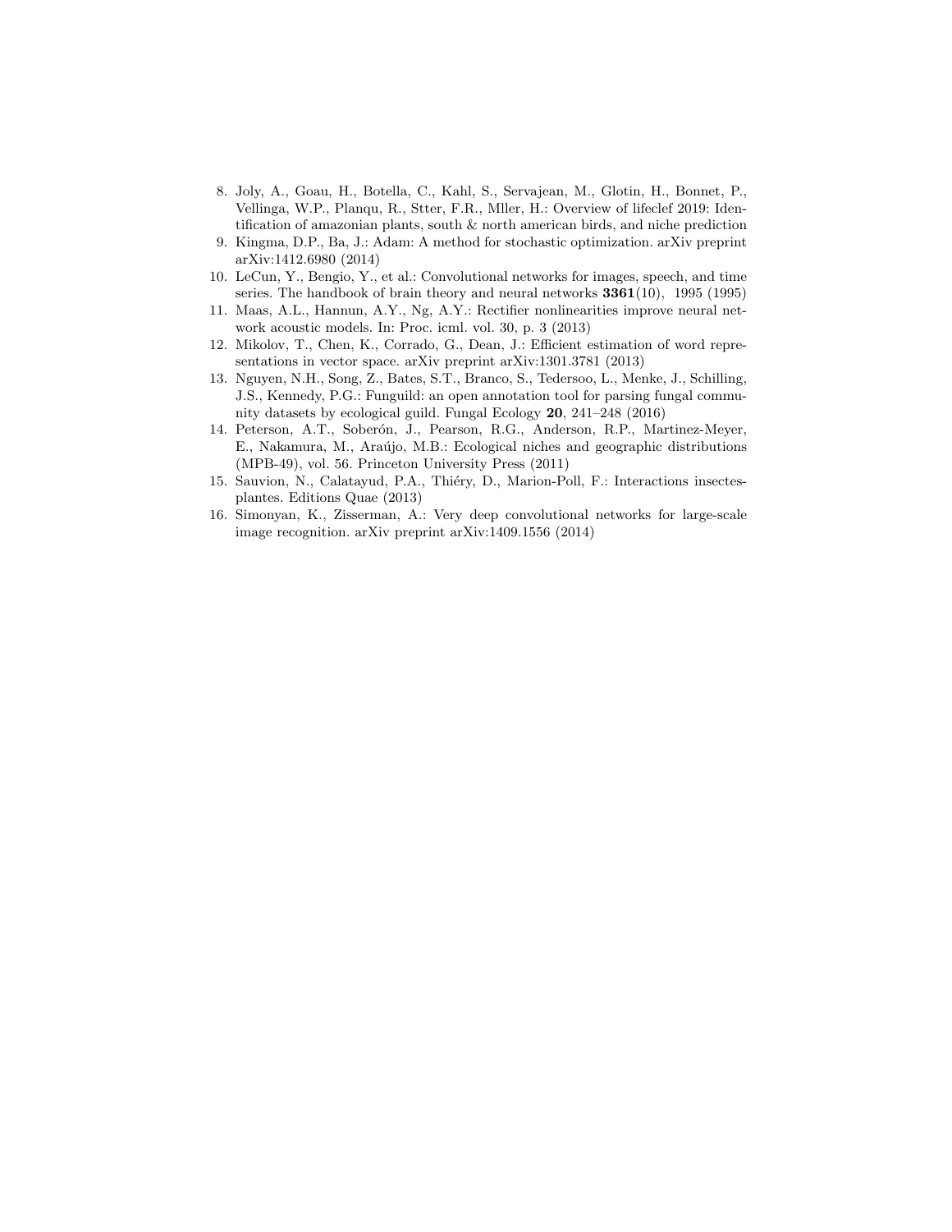8. Joly, A., Goau, H., Botella, C., Kahl, S., Servajean, M., Glotin, H., Bonnet, P., Vellinga, W.P., Planqu, R., Stter, F.R., Mller, H.: Overview of lifeclef 2019: Identification of amazonian plants, south & north american birds, and niche prediction
9. Kingma, D.P., Ba, J.: Adam: A method for stochastic optimization. arXiv preprint arXiv:1412.6980 (2014)
10. LeCun, Y., Bengio, Y., et al.: Convolutional networks for images, speech, and time series. The handbook of brain theory and neural networks **3361**(10), 1995 (1995)
11. Maas, A.L., Hannun, A.Y., Ng, A.Y.: Rectifier nonlinearities improve neural network acoustic models. In: Proc. icml. vol. 30, p. 3 (2013)
12. Mikolov, T., Chen, K., Corrado, G., Dean, J.: Efficient estimation of word representations in vector space. arXiv preprint arXiv:1301.3781 (2013)
13. Nguyen, N.H., Song, Z., Bates, S.T., Branco, S., Tedersoo, L., Menke, J., Schilling, J.S., Kennedy, P.G.: Funguild: an open annotation tool for parsing fungal community datasets by ecological guild. Fungal Ecology **20**, 241–248 (2016)
14. Peterson, A.T., Soberón, J., Pearson, R.G., Anderson, R.P., Martinez-Meyer, E., Nakamura, M., Araújo, M.B.: Ecological niches and geographic distributions (MPB-49), vol. 56. Princeton University Press (2011)
15. Sauvion, N., Calatayud, P.A., Thiéry, D., Marion-Poll, F.: Interactions insectes-plantes. Editions Quae (2013)
16. Simonyan, K., Zisserman, A.: Very deep convolutional networks for large-scale image recognition. arXiv preprint arXiv:1409.1556 (2014)